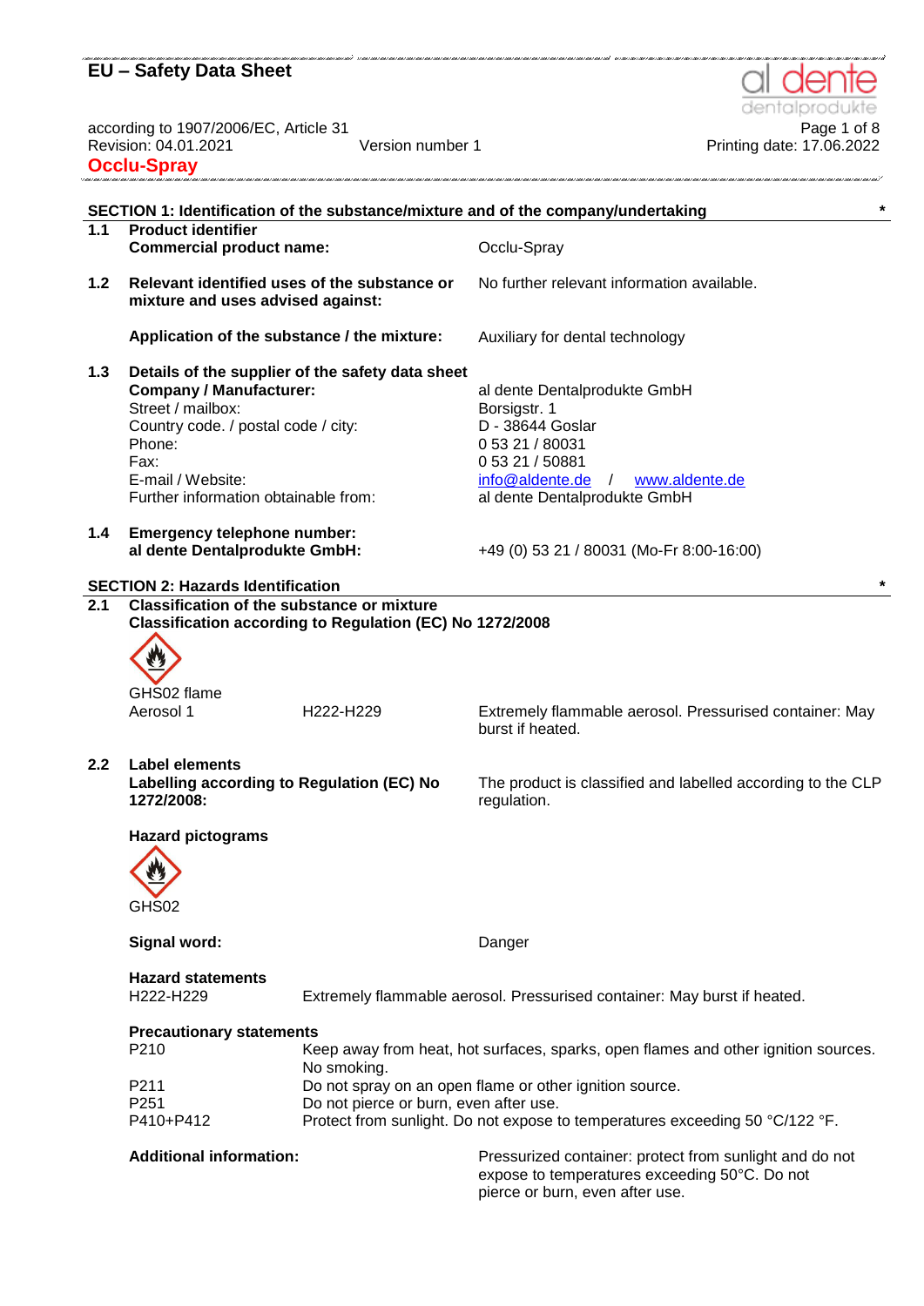# EU – Safety Data Sheet

according to 1907/2006/EC, Article 31
Revision: 04.01.2021 Version number 1

**Occlu-Spray**

## SECTION 1: Identification of the substance/mixture and of the company/undertaking *

**1.1 Product identifier**

**Commercial product name:** Occlu-Spray

**1.2 Relevant identified uses of the substance or mixture and uses advised against:** No further relevant information available.

**Application of the substance / the mixture:** Auxiliary for dental technology

**1.3 Details of the supplier of the safety data sheet**

**Company / Manufacturer:** al dente Dentalprodukte GmbH
Street / mailbox: Borsigstr. 1
Country code. / postal code / city: D - 38644 Goslar
Phone: 0 53 21 / 80031
Fax: 0 53 21 / 50881
E-mail / Website: info@aldente.de / www.aldente.de
Further information obtainable from: al dente Dentalprodukte GmbH

**1.4 Emergency telephone number:**
**al dente Dentalprodukte GmbH:** +49 (0) 53 21 / 80031 (Mo-Fr 8:00-16:00)

## SECTION 2: Hazards Identification *

**2.1 Classification of the substance or mixture**
**Classification according to Regulation (EC) No 1272/2008**

GHS02 flame
Aerosol 1 H222-H229 Extremely flammable aerosol. Pressurised container: May burst if heated.

**2.2 Label elements**

**Labelling according to Regulation (EC) No 1272/2008:** The product is classified and labelled according to the CLP regulation.

**Hazard pictograms**

GHS02

**Signal word:** Danger

**Hazard statements**

H222-H229 Extremely flammable aerosol. Pressurised container: May burst if heated.

**Precautionary statements**

P210 Keep away from heat, hot surfaces, sparks, open flames and other ignition sources. No smoking.
P211 Do not spray on an open flame or other ignition source.
P251 Do not pierce or burn, even after use.
P410+P412 Protect from sunlight. Do not expose to temperatures exceeding 50 °C/122 °F.

**Additional information:** Pressurized container: protect from sunlight and do not expose to temperatures exceeding 50°C. Do not pierce or burn, even after use.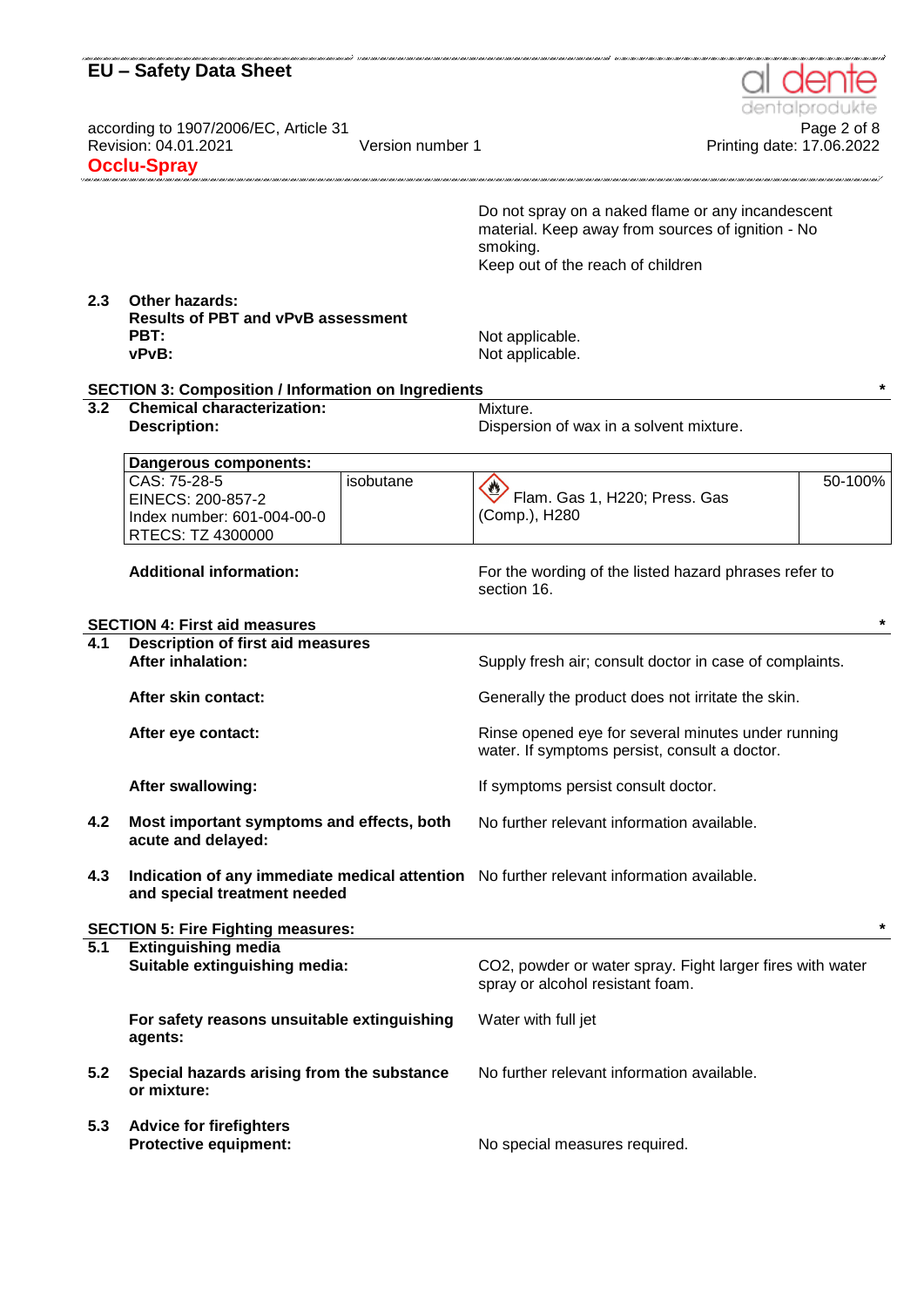Do not spray on a naked flame or any incandescent material. Keep away from sources of ignition - No smoking.
Keep out of the reach of children

**2.3 Other hazards:**
**Results of PBT and vPvB assessment**
**PBT:** Not applicable.
**vPvB:** Not applicable.

## SECTION 3: Composition / Information on Ingredients *

**3.2 Chemical characterization:** Mixture.
**Description:** Dispersion of wax in a solvent mixture.

| Dangerous components: | | | |
|---|---|---|---|
| CAS: 75-28-5<br>EINECS: 200-857-2<br>Index number: 601-004-00-0<br>RTECS: TZ 4300000 | isobutane | Flam. Gas 1, H220; Press. Gas (Comp.), H280 | 50-100% |

**Additional information:** For the wording of the listed hazard phrases refer to section 16.

## SECTION 4: First aid measures *

**4.1 Description of first aid measures**
**After inhalation:** Supply fresh air; consult doctor in case of complaints.

**After skin contact:** Generally the product does not irritate the skin.

**After eye contact:** Rinse opened eye for several minutes under running water. If symptoms persist, consult a doctor.

**After swallowing:** If symptoms persist consult doctor.

**4.2 Most important symptoms and effects, both acute and delayed:** No further relevant information available.

**4.3 Indication of any immediate medical attention and special treatment needed** No further relevant information available.

## SECTION 5: Fire Fighting measures: *

**5.1 Extinguishing media**
**Suitable extinguishing media:** $CO_2$, powder or water spray. Fight larger fires with water spray or alcohol resistant foam.

**For safety reasons unsuitable extinguishing agents:** Water with full jet

**5.2 Special hazards arising from the substance or mixture:** No further relevant information available.

**5.3 Advice for firefighters**
**Protective equipment:** No special measures required.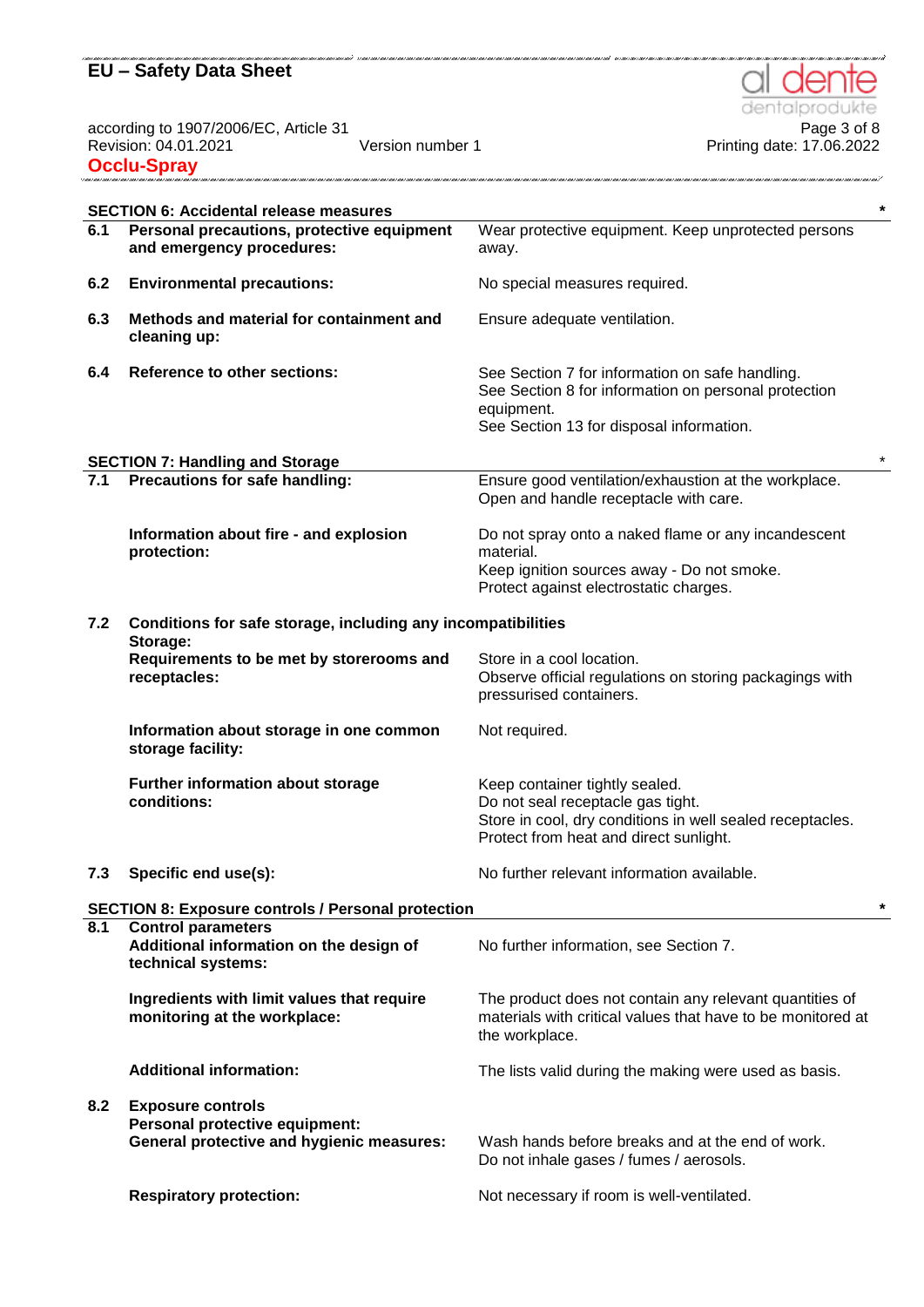## SECTION 6: Accidental release measures *

| | | |
|---|---|---|
| **6.1** | **Personal precautions, protective equipment and emergency procedures:** | Wear protective equipment. Keep unprotected persons away. |
| **6.2** | **Environmental precautions:** | No special measures required. |
| **6.3** | **Methods and material for containment and cleaning up:** | Ensure adequate ventilation. |
| **6.4** | **Reference to other sections:** | See Section 7 for information on safe handling.<br>See Section 8 for information on personal protection equipment.<br>See Section 13 for disposal information. |

## SECTION 7: Handling and Storage *

| | | |
|---|---|---|
| **7.1** | **Precautions for safe handling:** | Ensure good ventilation/exhaustion at the workplace.<br>Open and handle receptacle with care. |
| | **Information about fire - and explosion protection:** | Do not spray onto a naked flame or any incandescent material.<br>Keep ignition sources away - Do not smoke.<br>Protect against electrostatic charges. |
| **7.2** | **Conditions for safe storage, including any incompatibilities** | |
| | **Storage:** | |
| | **Requirements to be met by storerooms and receptacles:** | Store in a cool location.<br>Observe official regulations on storing packagings with pressurised containers. |
| | **Information about storage in one common storage facility:** | Not required. |
| | **Further information about storage conditions:** | Keep container tightly sealed.<br>Do not seal receptacle gas tight.<br>Store in cool, dry conditions in well sealed receptacles.<br>Protect from heat and direct sunlight. |
| **7.3** | **Specific end use(s):** | No further relevant information available. |

## SECTION 8: Exposure controls / Personal protection *

| | | |
|---|---|---|
| **8.1** | **Control parameters** | |
| | **Additional information on the design of technical systems:** | No further information, see Section 7. |
| | **Ingredients with limit values that require monitoring at the workplace:** | The product does not contain any relevant quantities of materials with critical values that have to be monitored at the workplace. |
| | **Additional information:** | The lists valid during the making were used as basis. |
| **8.2** | **Exposure controls** | |
| | **Personal protective equipment:** | |
| | **General protective and hygienic measures:** | Wash hands before breaks and at the end of work.<br>Do not inhale gases / fumes / aerosols. |
| | **Respiratory protection:** | Not necessary if room is well-ventilated. |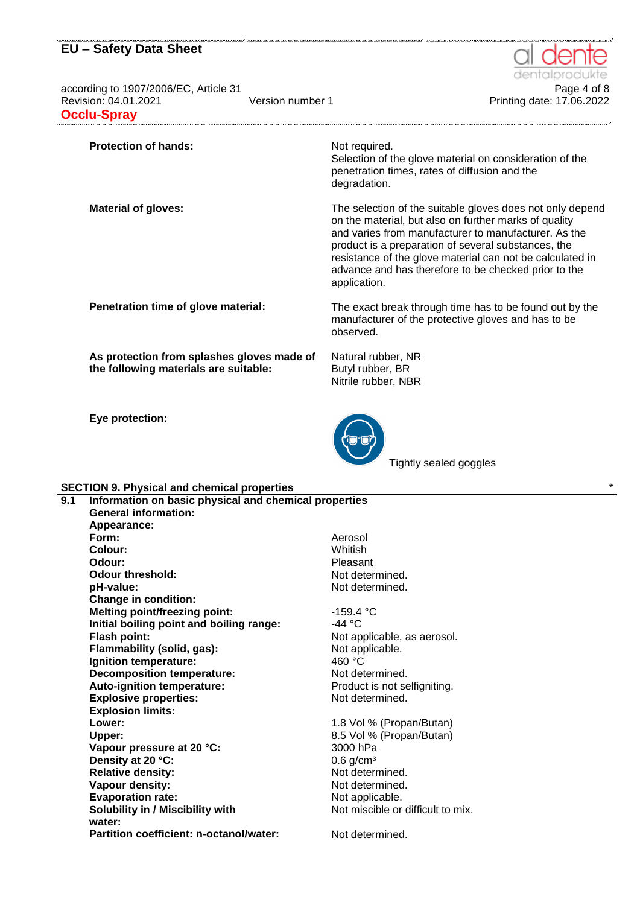**Protection of hands:** Not required.
Selection of the glove material on consideration of the penetration times, rates of diffusion and the degradation.

**Material of gloves:** The selection of the suitable gloves does not only depend on the material, but also on further marks of quality and varies from manufacturer to manufacturer. As the product is a preparation of several substances, the resistance of the glove material can not be calculated in advance and has therefore to be checked prior to the application.

**Penetration time of glove material:** The exact break through time has to be found out by the manufacturer of the protective gloves and has to be observed.

**As protection from splashes gloves made of the following materials are suitable:**
Natural rubber, NR
Butyl rubber, BR
Nitrile rubber, NBR

**Eye protection:** Tightly sealed goggles

## SECTION 9. Physical and chemical properties *

**9.1 Information on basic physical and chemical properties**

**General information:**

**Appearance:**

| | |
|---|---|
| **Form:** | Aerosol |
| **Colour:** | Whitish |
| **Odour:** | Pleasant |
| **Odour threshold:** | Not determined. |
| **pH-value:** | Not determined. |
| **Change in condition:** | |
| **Melting point/freezing point:** | -159.4 °C |
| **Initial boiling point and boiling range:** | -44 °C |
| **Flash point:** | Not applicable, as aerosol. |
| **Flammability (solid, gas):** | Not applicable. |
| **Ignition temperature:** | 460 °C |
| **Decomposition temperature:** | Not determined. |
| **Auto-ignition temperature:** | Product is not selfigniting. |
| **Explosive properties:** | Not determined. |
| **Explosion limits:** | |
| **Lower:** | 1.8 Vol % (Propan/Butan) |
| **Upper:** | 8.5 Vol % (Propan/Butan) |
| **Vapour pressure at 20 °C:** | 3000 hPa |
| **Density at 20 °C:** | 0.6 g/cm³ |
| **Relative density:** | Not determined. |
| **Vapour density:** | Not determined. |
| **Evaporation rate:** | Not applicable. |
| **Solubility in / Miscibility with water:** | Not miscible or difficult to mix. |
| **Partition coefficient: n-octanol/water:** | Not determined. |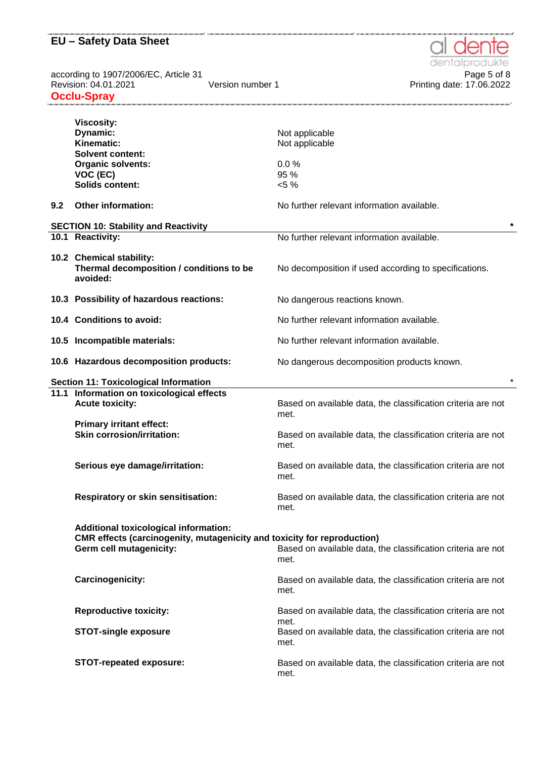| | |
|---|---|
| **Viscosity:** | |
| **Dynamic:** | Not applicable |
| **Kinematic:** | Not applicable |
| **Solvent content:** | |
| **Organic solvents:** | 0.0 % |
| **VOC (EC)** | 95 % |
| **Solids content:** | <5 % |
| **9.2 Other information:** | No further relevant information available. |

## SECTION 10: Stability and Reactivity *

| | |
|---|---|
| **10.1 Reactivity:** | No further relevant information available. |
| **10.2 Chemical stability:** | |
| **Thermal decomposition / conditions to be avoided:** | No decomposition if used according to specifications. |
| **10.3 Possibility of hazardous reactions:** | No dangerous reactions known. |
| **10.4 Conditions to avoid:** | No further relevant information available. |
| **10.5 Incompatible materials:** | No further relevant information available. |
| **10.6 Hazardous decomposition products:** | No dangerous decomposition products known. |

## Section 11: Toxicological Information *

| | |
|---|---|
| **11.1 Information on toxicological effects** | |
| **Acute toxicity:** | Based on available data, the classification criteria are not met. |
| **Primary irritant effect:** | |
| **Skin corrosion/irritation:** | Based on available data, the classification criteria are not met. |
| **Serious eye damage/irritation:** | Based on available data, the classification criteria are not met. |
| **Respiratory or skin sensitisation:** | Based on available data, the classification criteria are not met. |
| **Additional toxicological information:** | |
| **CMR effects (carcinogenity, mutagenicity and toxicity for reproduction)** | |
| **Germ cell mutagenicity:** | Based on available data, the classification criteria are not met. |
| **Carcinogenicity:** | Based on available data, the classification criteria are not met. |
| **Reproductive toxicity:** | Based on available data, the classification criteria are not met. |
| **STOT-single exposure** | Based on available data, the classification criteria are not met. |
| **STOT-repeated exposure:** | Based on available data, the classification criteria are not met. |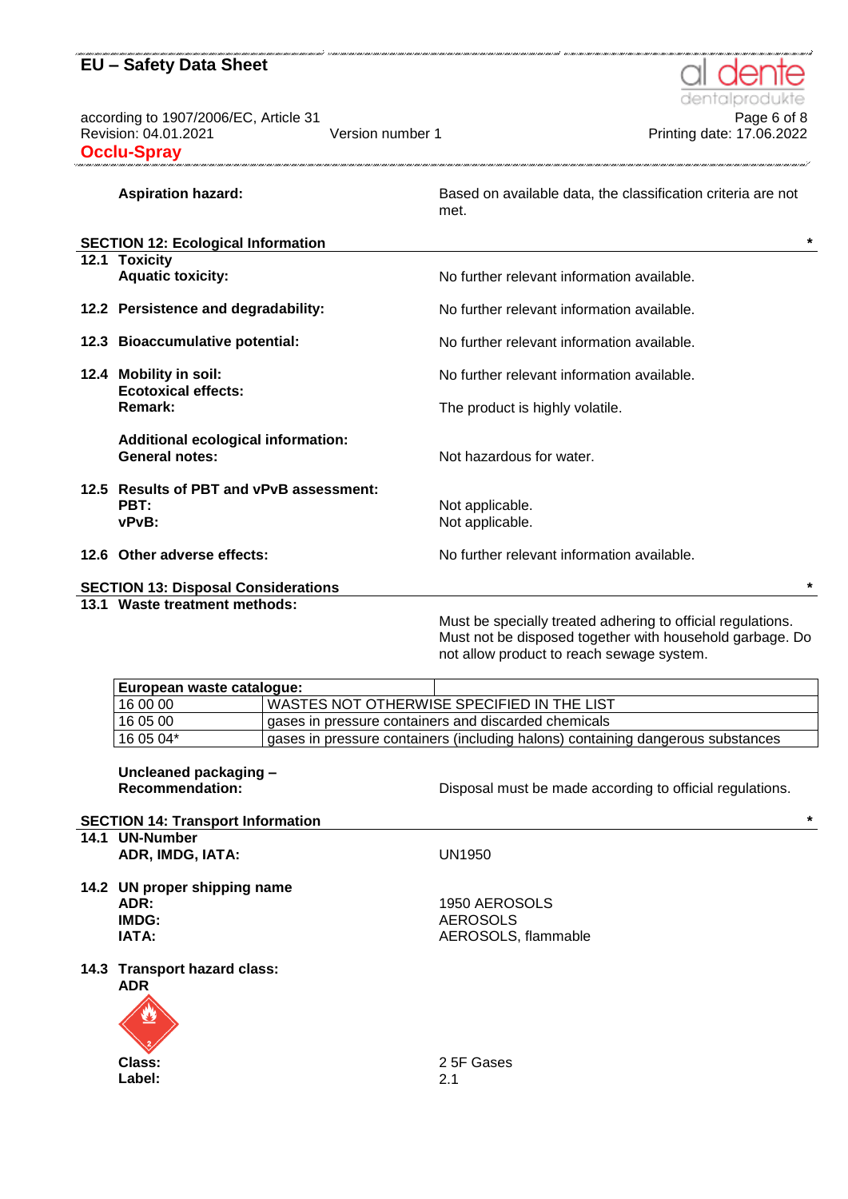**Aspiration hazard:** Based on available data, the classification criteria are not met.

## SECTION 12: Ecological Information *

**12.1 Toxicity**

**Aquatic toxicity:** No further relevant information available.

**12.2 Persistence and degradability:** No further relevant information available.

**12.3 Bioaccumulative potential:** No further relevant information available.

**12.4 Mobility in soil:** No further relevant information available.

**Ecotoxical effects:**

**Remark:** The product is highly volatile.

**Additional ecological information:**

**General notes:** Not hazardous for water.

**12.5 Results of PBT and vPvB assessment:**

**PBT:** Not applicable.

**vPvB:** Not applicable.

**12.6 Other adverse effects:** No further relevant information available.

## SECTION 13: Disposal Considerations *

**13.1 Waste treatment methods:**

Must be specially treated adhering to official regulations. Must not be disposed together with household garbage. Do not allow product to reach sewage system.

| European waste catalogue: | |
|---|---|
| 16 00 00 | WASTES NOT OTHERWISE SPECIFIED IN THE LIST |
| 16 05 00 | gases in pressure containers and discarded chemicals |
| 16 05 04* | gases in pressure containers (including halons) containing dangerous substances |

**Uncleaned packaging – Recommendation:** Disposal must be made according to official regulations.

## SECTION 14: Transport Information *

**14.1 UN-Number**

**ADR, IMDG, IATA:** UN1950

**14.2 UN proper shipping name**

**ADR:** 1950 AEROSOLS

**IMDG:** AEROSOLS

**IATA:** AEROSOLS, flammable

**14.3 Transport hazard class:**

**ADR**

**Class:** 2 5F Gases

**Label:** 2.1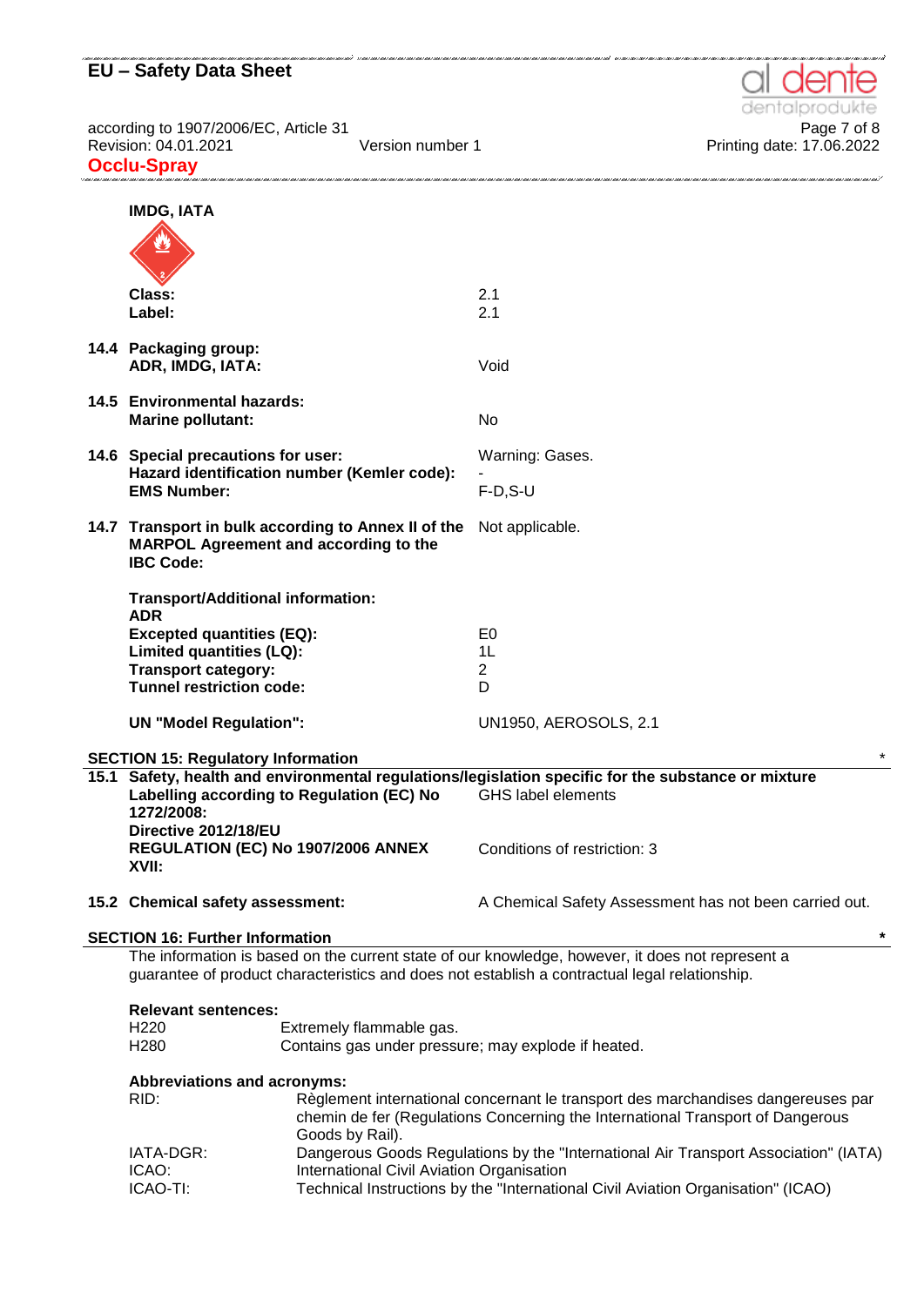**IMDG, IATA**

| | |
|---|---|
| **Class:** | 2.1 |
| **Label:** | 2.1 |

**14.4 Packaging group:**

| | |
|---|---|
| **ADR, IMDG, IATA:** | Void |

**14.5 Environmental hazards:**

| | |
|---|---|
| **Marine pollutant:** | No |

| | |
|---|---|
| **14.6 Special precautions for user:** | Warning: Gases. |
| **Hazard identification number (Kemler code):** | - |
| **EMS Number:** | F-D,S-U |

| | |
|---|---|
| **14.7 Transport in bulk according to Annex II of the MARPOL Agreement and according to the IBC Code:** | Not applicable. |

**Transport/Additional information:**

**ADR**

| | |
|---|---|
| **Excepted quantities (EQ):** | E0 |
| **Limited quantities (LQ):** | 1L |
| **Transport category:** | 2 |
| **Tunnel restriction code:** | D |

| | |
|---|---|
| **UN "Model Regulation":** | UN1950, AEROSOLS, 2.1 |

## SECTION 15: Regulatory Information *

**15.1 Safety, health and environmental regulations/legislation specific for the substance or mixture**

| | |
|---|---|
| **Labelling according to Regulation (EC) No 1272/2008:** | GHS label elements |
| **Directive 2012/18/EU** | |
| **REGULATION (EC) No 1907/2006 ANNEX XVII:** | Conditions of restriction: 3 |

| | |
|---|---|
| **15.2 Chemical safety assessment:** | A Chemical Safety Assessment has not been carried out. |

## SECTION 16: Further Information *

The information is based on the current state of our knowledge, however, it does not represent a guarantee of product characteristics and does not establish a contractual legal relationship.

**Relevant sentences:**

| | |
|---|---|
| H220 | Extremely flammable gas. |
| H280 | Contains gas under pressure; may explode if heated. |

**Abbreviations and acronyms:**

| | |
|---|---|
| RID: | Règlement international concernant le transport des marchandises dangereuses par chemin de fer (Regulations Concerning the International Transport of Dangerous Goods by Rail). |
| IATA-DGR: | Dangerous Goods Regulations by the "International Air Transport Association" (IATA) |
| ICAO: | International Civil Aviation Organisation |
| ICAO-TI: | Technical Instructions by the "International Civil Aviation Organisation" (ICAO) |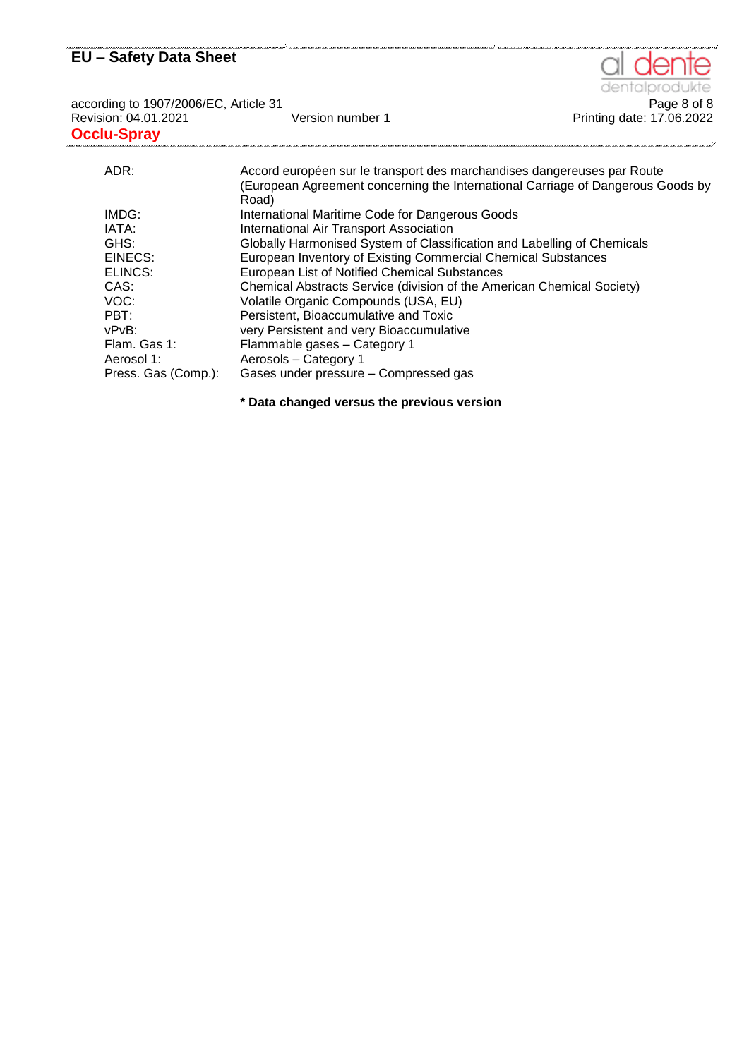| | |
|---|---|
| ADR: | Accord européen sur le transport des marchandises dangereuses par Route (European Agreement concerning the International Carriage of Dangerous Goods by Road) |
| IMDG: | International Maritime Code for Dangerous Goods |
| IATA: | International Air Transport Association |
| GHS: | Globally Harmonised System of Classification and Labelling of Chemicals |
| EINECS: | European Inventory of Existing Commercial Chemical Substances |
| ELINCS: | European List of Notified Chemical Substances |
| CAS: | Chemical Abstracts Service (division of the American Chemical Society) |
| VOC: | Volatile Organic Compounds (USA, EU) |
| PBT: | Persistent, Bioaccumulative and Toxic |
| vPvB: | very Persistent and very Bioaccumulative |
| Flam. Gas 1: | Flammable gases – Category 1 |
| Aerosol 1: | Aerosols – Category 1 |
| Press. Gas (Comp.): | Gases under pressure – Compressed gas |

**\* Data changed versus the previous version**